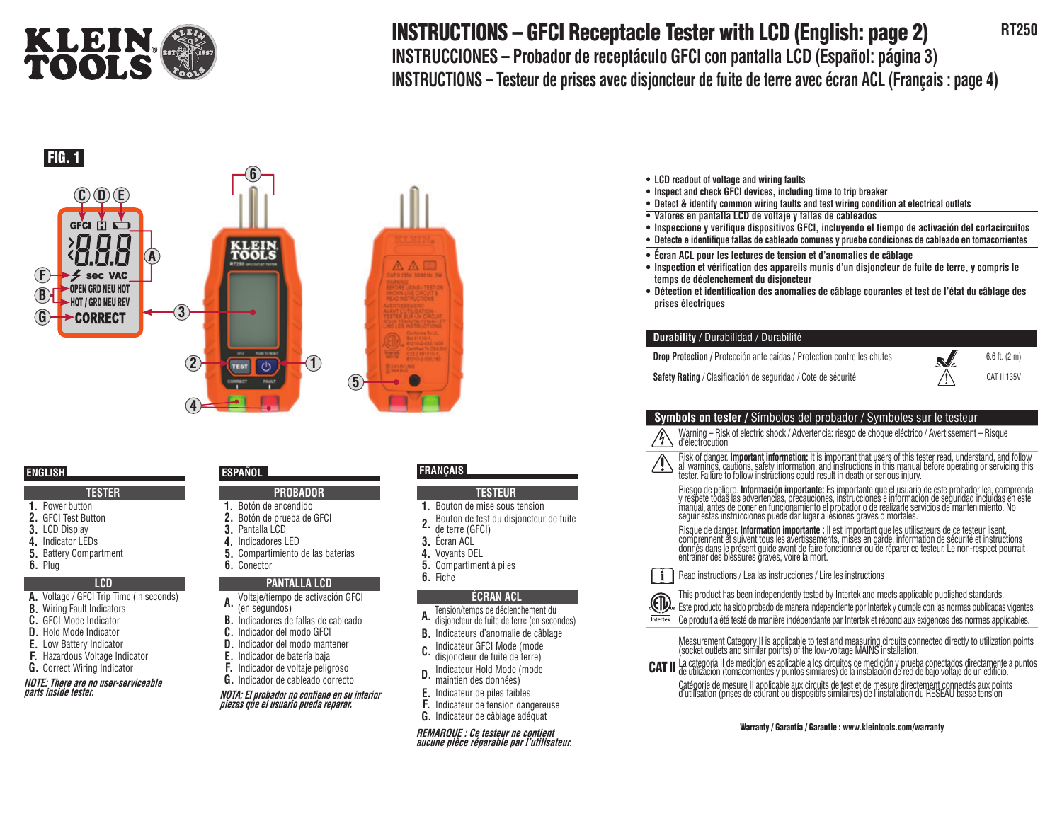# INSTRUCTIONS – GFCI Receptacle Tester with LCD (English: page 2)

## INSTRUCCIONES – Probador de receptáculo GFCI con pantalla LCD (Español: página 3)

## INSTRUCTIONS – Testeur de prises avec disjoncteur de fuite de terre avec écran ACL (Français : page 4)

RT250

**FIG. 1**

## ENGLISH

### TESTER

1. Power button
2. GFCI Test Button
3. LCD Display
4. Indicator LEDs
5. Battery Compartment
6. Plug

### LCD

- **A.** Voltage / GFCI Trip Time (in seconds)
- **B.** Wiring Fault Indicators
- **C.** GFCI Mode Indicator
- **D.** Hold Mode Indicator
- **E.** Low Battery Indicator
- **F.** Hazardous Voltage Indicator
- **G.** Correct Wiring Indicator

***NOTE: There are no user-serviceable parts inside tester.***

## ESPAÑOL

### PROBADOR

1. Botón de encendido
2. Botón de prueba de GFCI
3. Pantalla LCD
4. Indicadores LED
5. Compartimiento de las baterías
6. Conector

### PANTALLA LCD

- **A.** Voltaje/tiempo de activación GFCI (en segundos)
- **B.** Indicadores de fallas de cableado
- **C.** Indicador del modo GFCI
- **D.** Indicador del modo mantener
- **E.** Indicador de batería baja
- **F.** Indicador de voltaje peligroso
- **G.** Indicador de cableado correcto

***NOTA: El probador no contiene en su interior piezas que el usuario pueda reparar.***

## FRANÇAIS

### TESTEUR

1. Bouton de mise sous tension
2. Bouton de test du disjoncteur de fuite de terre (GFCI)
3. Écran ACL
4. Voyants DEL
5. Compartiment à piles
6. Fiche

### ÉCRAN ACL

- **A.** Tension/temps de déclenchement du disjoncteur de fuite de terre (en secondes)
- **B.** Indicateurs d'anomalie de câblage
- **C.** Indicateur GFCI Mode (mode disjoncteur de fuite de terre)
- **D.** Indicateur Hold Mode (mode maintien des données)
- **E.** Indicateur de piles faibles
- **F.** Indicateur de tension dangereuse
- **G.** Indicateur de câblage adéquat

***REMARQUE : Ce testeur ne contient aucune pièce réparable par l'utilisateur.***

---

- **LCD readout of voltage and wiring faults**
- **Inspect and check GFCI devices, including time to trip breaker**
- **Detect & identify common wiring faults and test wiring condition at electrical outlets**

- **Valores en pantalla LCD de voltaje y fallas de cableados**
- **Inspeccione y verifique dispositivos GFCI, incluyendo el tiempo de activación del cortacircuitos**
- **Detecte e identifique fallas de cableado comunes y pruebe condiciones de cableado en tomacorrientes**

- **Écran ACL pour les lectures de tension et d'anomalies de câblage**
- **Inspection et vérification des appareils munis d'un disjoncteur de fuite de terre, y compris le temps de déclenchement du disjoncteur**
- **Détection et identification des anomalies de câblage courantes et test de l'état du câblage des prises électriques**

| **Durability** / Durabilidad / Durabilité | | |
|---|---|---|
| **Drop Protection** / Protección ante caídas / Protection contre les chutes | | 6.6 ft. (2 m) |
| **Safety Rating** / Clasificación de seguridad / Cote de sécurité | | CAT II 135V |

### Symbols on tester / Símbolos del probador / Symboles sur le testeur

Warning – Risk of electric shock / Advertencia: riesgo de choque eléctrico / Avertissement – Risque d'électrocution

Risk of danger. **Important information:** It is important that users of this tester read, understand, and follow all warnings, cautions, safety information, and instructions in this manual before operating or servicing this tester. Failure to follow instructions could result in death or serious injury.

Riesgo de peligro. **Información importante:** Es importante que el usuario de este probador lea, comprenda y respete todas las advertencias, precauciones, instrucciones e información de seguridad incluidas en este manual, antes de poner en funcionamiento el probador o de realizarle servicios de mantenimiento. No seguir estas instrucciones puede dar lugar a lesiones graves o mortales.

Risque de danger. **Information importante :** Il est important que les utilisateurs de ce testeur lisent, comprennent et suivent tous les avertissements, mises en garde, information de sécurité et instructions donnés dans le présent guide avant de faire fonctionner ou de réparer ce testeur. Le non-respect pourrait entraîner des blessures graves, voire la mort.

Read instructions / Lea las instrucciones / Lire les instructions

This product has been independently tested by Intertek and meets applicable published standards.
Este producto ha sido probado de manera independiente por Intertek y cumple con las normas publicadas vigentes.
Ce produit a été testé de manière indépendante par Intertek et répond aux exigences des normes applicables.

**CAT II**

Measurement Category II is applicable to test and measuring circuits connected directly to utilization points (socket outlets and similar points) of the low-voltage MAINS installation.

La categoría II de medición es aplicable a los circuitos de medición y prueba conectados directamente a puntos de utilización (tomacorrientes y puntos similares) de la instalación de red de bajo voltaje de un edificio.

Catégorie de mesure II applicable aux circuits de test et de mesure directement connectés aux points d'utilisation (prises de courant ou dispositifs similaires) de l'installation du RÉSEAU basse tension

**Warranty / Garantía / Garantie : www.kleintools.com/warranty**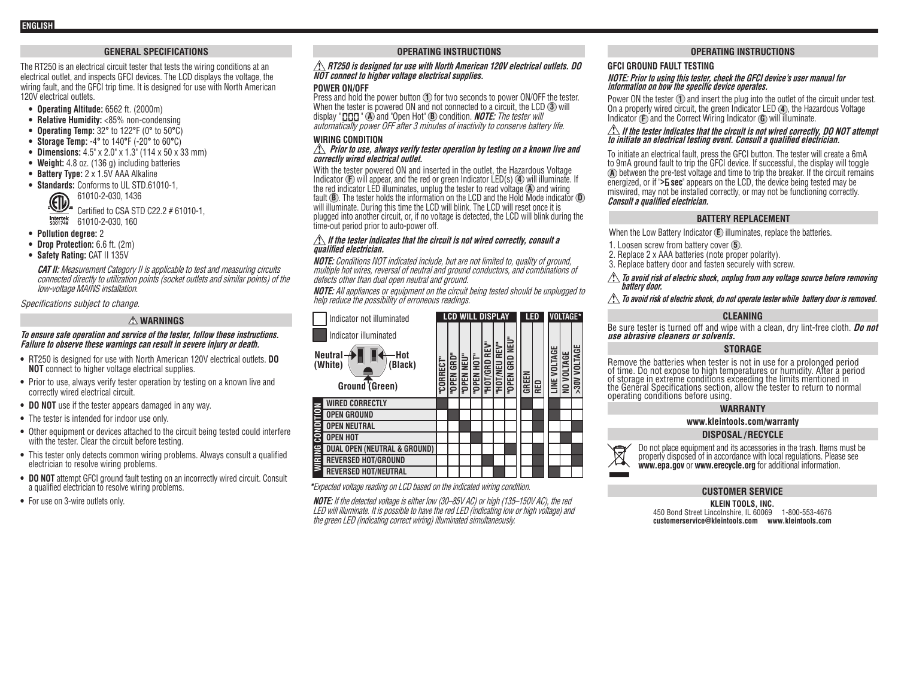## GENERAL SPECIFICATIONS

The RT250 is an electrical circuit tester that tests the wiring conditions at an electrical outlet, and inspects GFCI devices. The LCD displays the voltage, the wiring fault, and the GFCI trip time. It is designed for use with North American 120V electrical outlets.

- **Operating Altitude:** 6562 ft. (2000m)
- **Relative Humidity:** <85% non-condensing
- **Operating Temp:** 32° to 122°F (0° to 50°C)
- **Storage Temp:** -4° to 140°F (-20° to 60°C)
- **Dimensions:** 4.5" x 2.0" x 1.3" (114 x 50 x 33 mm)
- **Weight:** 4.8 oz. (136 g) including batteries
- **Battery Type:** 2 x 1.5V AAA Alkaline
- **Standards:** Conforms to UL STD.61010-1, 61010-2-030, 1436
  Certified to CSA STD C22.2 # 61010-1, 61010-2-030, 160
- **Pollution degree:** 2
- **Drop Protection:** 6.6 ft. (2m)
- **Safety Rating:** CAT II 135V

*CAT II: Measurement Category II is applicable to test and measuring circuits connected directly to utilization points (socket outlets and similar points) of the low-voltage MAINS installation.*

*Specifications subject to change.*

## ⚠ WARNINGS

***To ensure safe operation and service of the tester, follow these instructions. Failure to observe these warnings can result in severe injury or death.***

- RT250 is designed for use with North American 120V electrical outlets. **DO NOT** connect to higher voltage electrical supplies.
- Prior to use, always verify tester operation by testing on a known live and correctly wired electrical circuit.
- **DO NOT** use if the tester appears damaged in any way.
- The tester is intended for indoor use only.
- Other equipment or devices attached to the circuit being tested could interfere with the tester. Clear the circuit before testing.
- This tester only detects common wiring problems. Always consult a qualified electrician to resolve wiring problems.
- **DO NOT** attempt GFCI ground fault testing on an incorrectly wired circuit. Consult a qualified electrician to resolve wiring problems.
- For use on 3-wire outlets only.

## OPERATING INSTRUCTIONS

⚠ ***RT250 is designed for use with North American 120V electrical outlets. DO NOT connect to higher voltage electrical supplies.***

### POWER ON/OFF

Press and hold the power button ① for two seconds to power ON/OFF the tester. When the tester is powered ON and not connected to a circuit, the LCD ③ will display "▯▯▯" Ⓐ and "Open Hot" Ⓑ condition. ***NOTE:*** *The tester will automatically power OFF after 3 minutes of inactivity to conserve battery life.*

### WIRING CONDITION

⚠ ***Prior to use, always verify tester operation by testing on a known live and correctly wired electrical outlet.***

With the tester powered ON and inserted in the outlet, the Hazardous Voltage Indicator Ⓕ will appear, and the red or green Indicator LED(s) ④ will illuminate. If the red indicator LED illuminates, unplug the tester to read voltage Ⓐ and wiring fault Ⓑ. The tester holds the information on the LCD and the Hold Mode indicator Ⓓ will illuminate. During this time the LCD will blink. The LCD will reset once it is plugged into another circuit, or, if no voltage is detected, the LCD will blink during the time-out period prior to auto-power off.

⚠ ***If the tester indicates that the circuit is not wired correctly, consult a qualified electrician.***

***NOTE:*** *Conditions NOT indicated include, but are not limited to, quality of ground, multiple hot wires, reversal of neutral and ground conductors, and combinations of defects other than dual open neutral and ground.*

***NOTE:*** *All appliances or equipment on the circuit being tested should be unplugged to help reduce the possibility of erroneous readings.*

□ Indicator not illuminated
■ Indicator illuminated

Neutral (White) — Hot (Black) — Ground (Green)

| WIRING CONDITION | LCD WILL DISPLAY | | | | | | | LED | | VOLTAGE* | | |
|---|---|---|---|---|---|---|---|---|---|---|---|---|
| | "CORRECT" | "OPEN GRD" | "OPEN NEU" | "OPEN HOT" | "HOT/GRD REV" | "HOT/NEU REV" | "OPEN GRD NEU" | GREEN | RED | LINE VOLTAGE | NO VOLTAGE | >30V VOLTAGE |
| WIRED CORRECTLY | ■ | | | | | | | ■ | | ■ | | |
| OPEN GROUND | | ■ | | | | | | | ■ | ■ | | |
| OPEN NEUTRAL | | | ■ | | | | | | ■ | | | ■ |
| OPEN HOT | | | | ■ | | | | | ■ | | ■ | |
| DUAL OPEN (NEUTRAL & GROUND) | | | | | | | ■ | | ■ | | | ■ |
| REVERSED HOT/GROUND | | | | | ■ | | | | ■ | | | ■ |
| REVERSED HOT/NEUTRAL | | | | | | ■ | | | ■ | ■ | | |

*\*Expected voltage reading on LCD based on the indicated wiring condition.*

***NOTE:*** *If the detected voltage is either low (30–85V AC) or high (135–150V AC), the red LED will illuminate. It is possible to have the red LED (indicating low or high voltage) and the green LED (indicating correct wiring) illuminated simultaneously.*

## OPERATING INSTRUCTIONS

### GFCI GROUND FAULT TESTING

***NOTE: Prior to using this tester, check the GFCI device's user manual for information on how the specific device operates.***

Power ON the tester ① and insert the plug into the outlet of the circuit under test. On a properly wired circuit, the green Indicator LED ④, the Hazardous Voltage Indicator Ⓕ and the Correct Wiring Indicator Ⓖ will illuminate.

⚠ ***If the tester indicates that the circuit is not wired correctly, DO NOT attempt to initiate an electrical testing event. Consult a qualified electrician.***

To initiate an electrical fault, press the GFCI button. The tester will create a 6mA to 9mA ground fault to trip the GFCI device. If successful, the display will toggle Ⓐ between the pre-test voltage and time to trip the breaker. If the circuit remains energized, or if "**>6 sec**" appears on the LCD, the device being tested may be miswired, may not be installed correctly, or may not be functioning correctly. ***Consult a qualified electrician.***

## BATTERY REPLACEMENT

When the Low Battery Indicator Ⓔ illuminates, replace the batteries.

1. Loosen screw from battery cover ⑤.
2. Replace 2 x AAA batteries (note proper polarity).
3. Replace battery door and fasten securely with screw.

⚠ ***To avoid risk of electric shock, unplug from any voltage source before removing battery door.***

⚠ ***To avoid risk of electric shock, do not operate tester while battery door is removed.***

## CLEANING

Be sure tester is turned off and wipe with a clean, dry lint-free cloth. ***Do not use abrasive cleaners or solvents.***

## STORAGE

Remove the batteries when tester is not in use for a prolonged period of time. Do not expose to high temperatures or humidity. After a period of storage in extreme conditions exceeding the limits mentioned in the General Specifications section, allow the tester to return to normal operating conditions before using.

## WARRANTY

**www.kleintools.com/warranty**

## DISPOSAL / RECYCLE

Do not place equipment and its accessories in the trash. Items must be properly disposed of in accordance with local regulations. Please see **www.epa.gov** or **www.erecycle.org** for additional information.

## CUSTOMER SERVICE

**KLEIN TOOLS, INC.**
450 Bond Street Lincolnshire, IL 60069 1-800-553-4676
**customerservice@kleintools.com www.kleintools.com**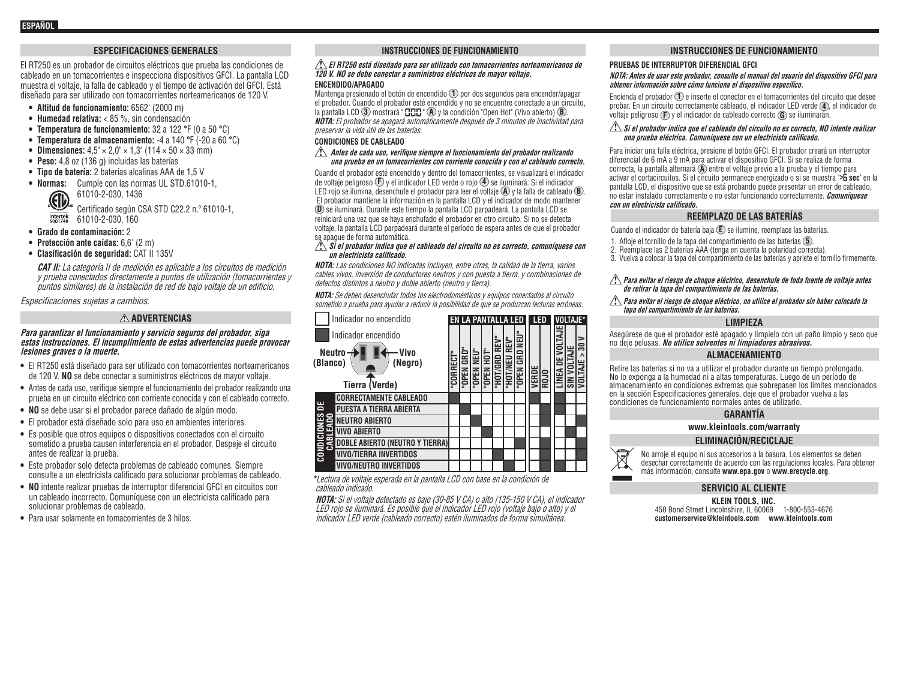## ESPECIFICACIONES GENERALES

El RT250 es un probador de circuitos eléctricos que prueba las condiciones de cableado en un tomacorrientes e inspecciona dispositivos GFCI. La pantalla LCD muestra el voltaje, la falla de cableado y el tiempo de activación del GFCI. Está diseñado para ser utilizado con tomacorrientes norteamericanos de 120 V.

- **Altitud de funcionamiento:** 6562' (2000 m)
- **Humedad relativa:** < 85 %, sin condensación
- **Temperatura de funcionamiento:** 32 a 122 °F (0 a 50 °C)
- **Temperatura de almacenamiento:** -4 a 140 °F (-20 a 60 °C)
- **Dimensiones:** 4,5" × 2,0" × 1,3" (114 × 50 × 33 mm)
- **Peso:** 4,8 oz (136 g) incluidas las baterías
- **Tipo de batería:** 2 baterías alcalinas AAA de 1,5 V
- **Normas:** Cumple con las normas UL STD.61010-1, 61010-2-030, 1436
  Certificado según CSA STD C22.2 n.º 61010-1, 61010-2-030, 160
- **Grado de contaminación:** 2
- **Protección ante caídas:** 6,6' (2 m)
- **Clasificación de seguridad:** CAT II 135V

*CAT II: La categoría II de medición es aplicable a los circuitos de medición y prueba conectados directamente a puntos de utilización (tomacorrientes y puntos similares) de la instalación de red de bajo voltaje de un edificio.*

*Especificaciones sujetas a cambios.*

## ⚠ ADVERTENCIAS

***Para garantizar el funcionamiento y servicio seguros del probador, siga estas instrucciones. El incumplimiento de estas advertencias puede provocar lesiones graves o la muerte.***

- El RT250 está diseñado para ser utilizado con tomacorrientes norteamericanos de 120 V. **NO** se debe conectar a suministros eléctricos de mayor voltaje.
- Antes de cada uso, verifique siempre el funcionamiento del probador realizando una prueba en un circuito eléctrico con corriente conocida y con el cableado correcto.
- **NO** se debe usar si el probador parece dañado de algún modo.
- El probador está diseñado solo para uso en ambientes interiores.
- Es posible que otros equipos o dispositivos conectados con el circuito sometido a prueba causen interferencia en el probador. Despeje el circuito antes de realizar la prueba.
- Este probador solo detecta problemas de cableado comunes. Siempre consulte a un electricista calificado para solucionar problemas de cableado.
- **NO** intente realizar pruebas de interruptor diferencial GFCI en circuitos con un cableado incorrecto. Comuníquese con un electricista calificado para solucionar problemas de cableado.
- Para usar solamente en tomacorrientes de 3 hilos.

## INSTRUCCIONES DE FUNCIONAMIENTO

⚠ ***El RT250 está diseñado para ser utilizado con tomacorrientes norteamericanos de 120 V. NO se debe conectar a suministros eléctricos de mayor voltaje.***

**ENCENDIDO/APAGADO**

Mantenga presionado el botón de encendido ① por dos segundos para encender/apagar el probador. Cuando el probador esté encendido y no se encuentre conectado a un circuito, la pantalla LCD ③ mostrará "888" Ⓐ y la condición "Open Hot" (Vivo abierto) Ⓑ.
***NOTA:*** *El probador se apagará automáticamente después de 3 minutos de inactividad para preservar la vida útil de las baterías.*

**CONDICIONES DE CABLEADO**

⚠ ***Antes de cada uso, verifique siempre el funcionamiento del probador realizando una prueba en un tomacorrientes con corriente conocida y con el cableado correcto.***

Cuando el probador esté encendido y dentro del tomacorrientes, se visualizará el indicador de voltaje peligroso Ⓕ y el indicador LED verde o rojo ④ se iluminará. Si el indicador LED rojo se ilumina, desenchufe el probador para leer el voltaje Ⓐ y la falla de cableado Ⓑ. El probador mantiene la información en la pantalla LCD y el indicador de modo mantener Ⓓ se iluminará. Durante este tiempo la pantalla LCD parpadeará. La pantalla LCD se reiniciará una vez que se haya enchufado el probador en otro circuito. Si no se detecta voltaje, la pantalla LCD parpadeará durante el período de espera antes de que el probador se apague de forma automática.

⚠ ***Si el probador indica que el cableado del circuito no es correcto, comuníquese con un electricista calificado.***

***NOTA:*** *Las condiciones NO indicadas incluyen, entre otras, la calidad de la tierra, varios cables vivos, inversión de conductores neutros y con puesta a tierra, y combinaciones de defectos distintos a neutro y doble abierto (neutro y tierra).*

***NOTA:*** *Se deben desenchufar todos los electrodomésticos y equipos conectados al circuito sometido a prueba para ayudar a reducir la posibilidad de que se produzcan lecturas erróneas.*

☐ Indicador no encendido
■ Indicador encendido

Neutro (Blanco) — Vivo (Negro) — Tierra (Verde)

| CONDICIONES DE CABLEADO | EN LA PANTALLA LED | | | | | | | LED | | VOLTAJE* | | |
|---|---|---|---|---|---|---|---|---|---|---|---|---|
| | "CORRECT" | "OPEN GRD" | "OPEN NEU" | "OPEN HOT" | "HOT/GRD REV" | "HOT/NEU REV" | "OPEN GRD NEU" | VERDE | ROJO | LÍNEA DE VOLTAJE | SIN VOLTAJE | VOLTAJE > 30 V |
| CORRECTAMENTE CABLEADO | ■ | | | | | | | ■ | | ■ | | |
| PUESTA A TIERRA ABIERTA | | ■ | | | | | | | ■ | ■ | | |
| NEUTRO ABIERTO | | | ■ | | | | | | ■ | ■ | | |
| VIVO ABIERTO | | | | ■ | | | | | ■ | | ■ | |
| DOBLE ABIERTO (NEUTRO Y TIERRA) | | | | | | | ■ | | ■ | | | ■ |
| VIVO/TIERRA INVERTIDOS | | | | | ■ | | | | ■ | ■ | | |
| VIVO/NEUTRO INVERTIDOS | | | | | | ■ | | | ■ | ■ | | |

*\*Lectura de voltaje esperada en la pantalla LCD con base en la condición de cableado indicado.*

***NOTA:*** *Si el voltaje detectado es bajo (30-85 V CA) o alto (135-150 V CA), el indicador LED rojo se iluminará. Es posible que el indicador LED rojo (voltaje bajo o alto) y el indicador LED verde (cableado correcto) estén iluminados de forma simultánea.*

## INSTRUCCIONES DE FUNCIONAMIENTO

**PRUEBAS DE INTERRUPTOR DIFERENCIAL GFCI**

***NOTA: Antes de usar este probador, consulte el manual del usuario del dispositivo GFCI para obtener información sobre cómo funciona el dispositivo específico.***

Encienda el probador ① e inserte el conector en el tomacorrientes del circuito que desee probar. En un circuito correctamente cableado, el indicador LED verde ④, el indicador de voltaje peligroso Ⓕ y el indicador de cableado correcto Ⓖ se iluminarán.

⚠ ***Si el probador indica que el cableado del circuito no es correcto, NO intente realizar una prueba eléctrica. Comuníquese con un electricista calificado.***

Para iniciar una falla eléctrica, presione el botón GFCI. El probador creará un interruptor diferencial de 6 mA a 9 mA para activar el dispositivo GFCI. Si se realiza de forma correcta, la pantalla alternará Ⓐ entre el voltaje previo a la prueba y el tiempo para activar el cortacircuitos. Si el circuito permanece energizado o si se muestra ">6 sec" en la pantalla LCD, el dispositivo que se está probando puede presentar un error de cableado, no estar instalado correctamente o no estar funcionando correctamente. ***Comuníquese con un electricista calificado.***

## REEMPLAZO DE LAS BATERÍAS

Cuando el indicador de batería baja Ⓔ se ilumine, reemplace las baterías.

1. Afloje el tornillo de la tapa del compartimiento de las baterías ⑤.
2. Reemplace las 2 baterías AAA (tenga en cuenta la polaridad correcta).
3. Vuelva a colocar la tapa del compartimiento de las baterías y apriete el tornillo firmemente.

⚠ ***Para evitar el riesgo de choque eléctrico, desenchufe de toda fuente de voltaje antes de retirar la tapa del compartimiento de las baterías.***

⚠ ***Para evitar el riesgo de choque eléctrico, no utilice el probador sin haber colocado la tapa del compartimiento de las baterías.***

## LIMPIEZA

Asegúrese de que el probador esté apagado y límpielo con un paño limpio y seco que no deje pelusas. ***No utilice solventes ni limpiadores abrasivos.***

## ALMACENAMIENTO

Retire las baterías si no va a utilizar el probador durante un tiempo prolongado. No lo exponga a la humedad ni a altas temperaturas. Luego de un período de almacenamiento en condiciones extremas que sobrepasen los límites mencionados en la sección Especificaciones generales, deje que el probador vuelva a las condiciones de funcionamiento normales antes de utilizarlo.

## GARANTÍA

**www.kleintools.com/warranty**

## ELIMINACIÓN/RECICLAJE

No arroje el equipo ni sus accesorios a la basura. Los elementos se deben desechar correctamente de acuerdo con las regulaciones locales. Para obtener más información, consulte **www.epa.gov** o **www.erecycle.org**.

## SERVICIO AL CLIENTE

**KLEIN TOOLS, INC.**
450 Bond Street Lincolnshire, IL 60069 1-800-553-4676
**customerservice@kleintools.com www.kleintools.com**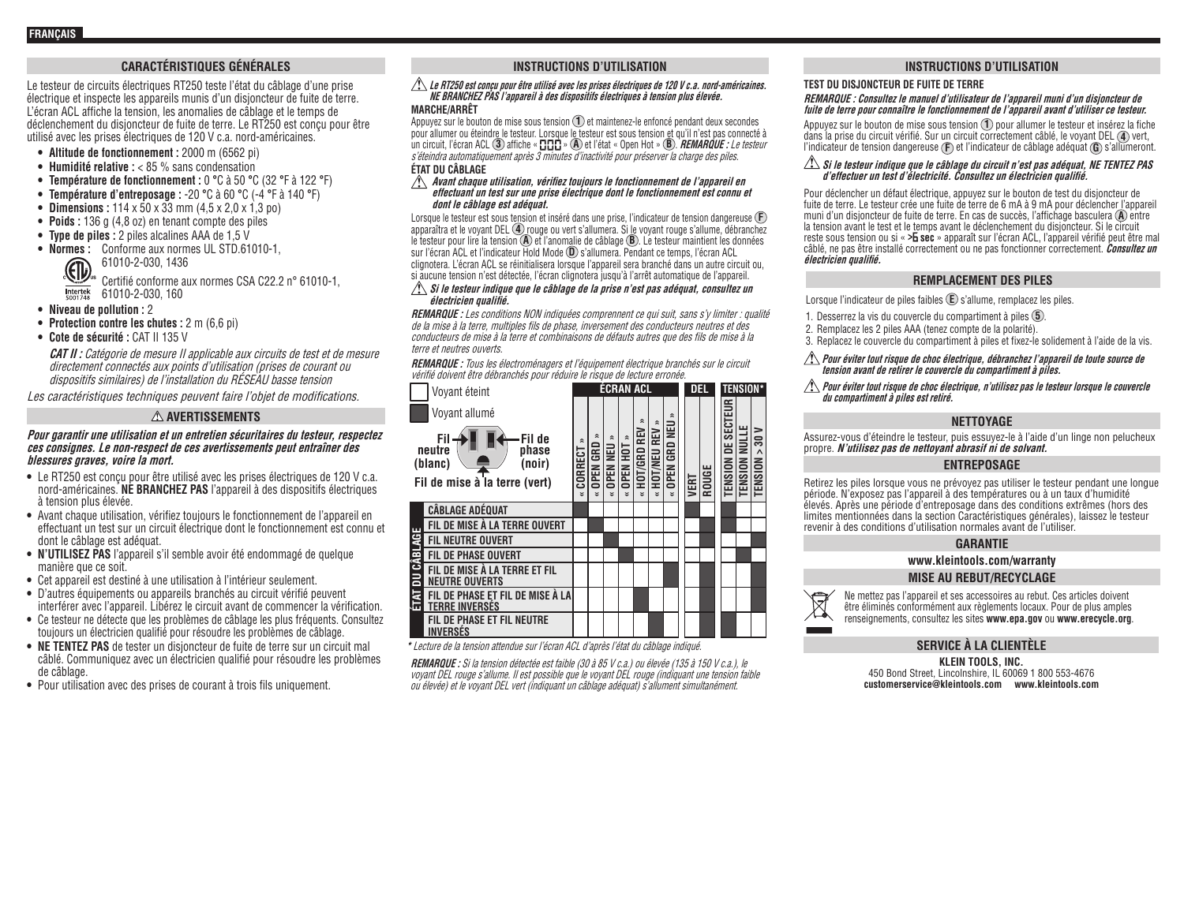**FRANÇAIS**

## CARACTÉRISTIQUES GÉNÉRALES

Le testeur de circuits électriques RT250 teste l'état du câblage d'une prise électrique et inspecte les appareils munis d'un disjoncteur de fuite de terre. L'écran ACL affiche la tension, les anomalies de câblage et le temps de déclenchement du disjoncteur de fuite de terre. Le RT250 est conçu pour être utilisé avec les prises électriques de 120 V c.a. nord-américaines.

- **Altitude de fonctionnement :** 2000 m (6562 pi)
- **Humidité relative :** < 85 % sans condensation
- **Température de fonctionnement :** 0 °C à 50 °C (32 °F à 122 °F)
- **Température d'entreposage :** -20 °C à 60 °C (-4 °F à 140 °F)
- **Dimensions :** 114 x 50 x 33 mm (4,5 x 2,0 x 1,3 po)
- **Poids :** 136 g (4,8 oz) en tenant compte des piles
- **Type de piles :** 2 piles alcalines AAA de 1,5 V
- **Normes :** Conforme aux normes UL STD.61010-1, 61010-2-030, 1436

  Certifié conforme aux normes CSA C22.2 n° 61010-1, 61010-2-030, 160
- **Niveau de pollution :** 2
- **Protection contre les chutes :** 2 m (6,6 pi)
- **Cote de sécurité :** CAT II 135 V

  *CAT II : Catégorie de mesure II applicable aux circuits de test et de mesure directement connectés aux points d'utilisation (prises de courant ou dispositifs similaires) de l'installation du RÉSEAU basse tension*

*Les caractéristiques techniques peuvent faire l'objet de modifications.*

## ⚠ AVERTISSEMENTS

***Pour garantir une utilisation et un entretien sécuritaires du testeur, respectez ces consignes. Le non-respect de ces avertissements peut entraîner des blessures graves, voire la mort.***

- Le RT250 est conçu pour être utilisé avec les prises électriques de 120 V c.a. nord-américaines. **NE BRANCHEZ PAS** l'appareil à des dispositifs électriques à tension plus élevée.
- Avant chaque utilisation, vérifiez toujours le fonctionnement de l'appareil en effectuant un test sur un circuit électrique dont le fonctionnement est connu et dont le câblage est adéquat.
- **N'UTILISEZ PAS** l'appareil s'il semble avoir été endommagé de quelque manière que ce soit.
- Cet appareil est destiné à une utilisation à l'intérieur seulement.
- D'autres équipements ou appareils branchés au circuit vérifié peuvent interférer avec l'appareil. Libérez le circuit avant de commencer la vérification.
- Ce testeur ne détecte que les problèmes de câblage les plus fréquents. Consultez toujours un électricien qualifié pour résoudre les problèmes de câblage.
- **NE TENTEZ PAS** de tester un disjoncteur de fuite de terre sur un circuit mal câblé. Communiquez avec un électricien qualifié pour résoudre les problèmes de câblage.
- Pour utilisation avec des prises de courant à trois fils uniquement.

## INSTRUCTIONS D'UTILISATION

⚠ ***Le RT250 est conçu pour être utilisé avec les prises électriques de 120 V c.a. nord-américaines. NE BRANCHEZ PAS l'appareil à des dispositifs électriques à tension plus élevée.***

### MARCHE/ARRÊT

Appuyez sur le bouton de mise sous tension ① et maintenez-le enfoncé pendant deux secondes pour allumer ou éteindre le testeur. Lorsque le testeur est sous tension et qu'il n'est pas connecté à un circuit, l'écran ACL ③ affiche « 000 » Ⓐ et l'état « Open Hot » Ⓑ. ***REMARQUE :*** *Le testeur s'éteindra automatiquement après 3 minutes d'inactivité pour préserver la charge des piles.*

### ÉTAT DU CÂBLAGE

⚠ ***Avant chaque utilisation, vérifiez toujours le fonctionnement de l'appareil en effectuant un test sur une prise électrique dont le fonctionnement est connu et dont le câblage est adéquat.***

Lorsque le testeur est sous tension et inséré dans une prise, l'indicateur de tension dangereuse Ⓕ apparaîtra et le voyant DEL ④ rouge ou vert s'allumera. Si le voyant rouge s'allume, débranchez le testeur pour lire la tension Ⓐ et l'anomalie de câblage Ⓑ. Le testeur maintient les données sur l'écran ACL et l'indicateur Hold Mode Ⓓ s'allumera. Pendant ce temps, l'écran ACL clignotera. L'écran ACL se réinitialisera lorsque l'appareil sera branché dans un autre circuit ou, si aucune tension n'est détectée, l'écran clignotera jusqu'à l'arrêt automatique de l'appareil.

⚠ ***Si le testeur indique que le câblage de la prise n'est pas adéquat, consultez un électricien qualifié.***

***REMARQUE :*** *Les conditions NON indiquées comprennent ce qui suit, sans s'y limiter : qualité de la mise à la terre, multiples fils de phase, inversement des conducteurs neutres et des conducteurs de mise à la terre et combinaisons de défauts autres que des fils de phase et neutres ouverts.*

***REMARQUE :*** *Tous les électroménagers et l'équipement électrique branchés sur le circuit vérifié doivent être débranchés pour réduire le risque de lecture erronée.*

□ Voyant éteint
■ Voyant allumé

Fil neutre (blanc) — Fil de phase (noir) — Fil de mise à la terre (vert)

| ÉTAT DU CÂBLAGE | ÉCRAN ACL | | | | | | | DEL | | TENSION* | | |
|---|---|---|---|---|---|---|---|---|---|---|---|---|
| | « CORRECT » | « OPEN GRD » | « OPEN NEU » | « OPEN HOT » | « HOT/GRD REV » | « HOT/NEU REV » | « OPEN GRD NEU » | VERT | ROUGE | TENSION DE SECTEUR | TENSION NULLE | TENSION > 30 V |
| CÂBLAGE ADÉQUAT | ■ | | | | | | | ■ | | ■ | | |
| FIL DE MISE À LA TERRE OUVERT | | ■ | | | | | | | ■ | ■ | | |
| FIL NEUTRE OUVERT | | | ■ | | | | | | ■ | | | ■ |
| FIL DE PHASE OUVERT | | | | ■ | | | | | ■ | | ■ | |
| FIL DE MISE À LA TERRE ET FIL NEUTRE OUVERTS | | | | | | | ■ | | ■ | | | ■ |
| FIL DE PHASE ET FIL DE MISE À LA TERRE INVERSÉS | | | | | ■ | | | | ■ | ■ | | |
| FIL DE PHASE ET FIL NEUTRE INVERSÉS | | | | | | ■ | | | ■ | ■ | | |

*\* Lecture de la tension attendue sur l'écran ACL d'après l'état du câblage indiqué.*

***REMARQUE :*** *Si la tension détectée est faible (30 à 85 V c.a.) ou élevée (135 à 150 V c.a.), le voyant DEL rouge s'allume. Il est possible que le voyant DEL rouge (indiquant une tension faible ou élevée) et le voyant DEL vert (indiquant un câblage adéquat) s'allument simultanément.*

## INSTRUCTIONS D'UTILISATION

### TEST DU DISJONCTEUR DE FUITE DE TERRE

***REMARQUE : Consultez le manuel d'utilisateur de l'appareil muni d'un disjoncteur de fuite de terre pour connaître le fonctionnement de l'appareil avant d'utiliser ce testeur.***

Appuyez sur le bouton de mise sous tension ① pour allumer le testeur et insérez la fiche dans la prise du circuit vérifié. Sur un circuit correctement câblé, le voyant DEL ④ vert, l'indicateur de tension dangereuse Ⓕ et l'indicateur de câblage adéquat Ⓖ s'allumeront.

⚠ ***Si le testeur indique que le câblage du circuit n'est pas adéquat, NE TENTEZ PAS d'effectuer un test d'électricité. Consultez un électricien qualifié.***

Pour déclencher un défaut électrique, appuyez sur le bouton de test du disjoncteur de fuite de terre. Le testeur crée une fuite de terre de 6 mA à 9 mA pour déclencher l'appareil muni d'un disjoncteur de fuite de terre. En cas de succès, l'affichage basculera Ⓐ entre la tension avant le test et le temps avant le déclenchement du disjoncteur. Si le circuit reste sous tension ou si « >6 sec » apparaît sur l'écran ACL, l'appareil vérifié peut être mal câblé, ne pas être installé correctement ou ne pas fonctionner correctement. ***Consultez un électricien qualifié.***

## REMPLACEMENT DES PILES

Lorsque l'indicateur de piles faibles Ⓔ s'allume, remplacez les piles.

1. Desserrez la vis du couvercle du compartiment à piles ⑤.
2. Remplacez les 2 piles AAA (tenez compte de la polarité).
3. Replacez le couvercle du compartiment à piles et fixez-le solidement à l'aide de la vis.

⚠ ***Pour éviter tout risque de choc électrique, débranchez l'appareil de toute source de tension avant de retirer le couvercle du compartiment à piles.***

⚠ ***Pour éviter tout risque de choc électrique, n'utilisez pas le testeur lorsque le couvercle du compartiment à piles est retiré.***

## NETTOYAGE

Assurez-vous d'éteindre le testeur, puis essuyez-le à l'aide d'un linge non pelucheux propre. ***N'utilisez pas de nettoyant abrasif ni de solvant.***

## ENTREPOSAGE

Retirez les piles lorsque vous ne prévoyez pas utiliser le testeur pendant une longue période. N'exposez pas l'appareil à des températures ou à un taux d'humidité élevés. Après une période d'entreposage dans des conditions extrêmes (hors des limites mentionnées dans la section Caractéristiques générales), laissez le testeur revenir à des conditions d'utilisation normales avant de l'utiliser.

## GARANTIE

**www.kleintools.com/warranty**

## MISE AU REBUT/RECYCLAGE

Ne mettez pas l'appareil et ses accessoires au rebut. Ces articles doivent être éliminés conformément aux règlements locaux. Pour de plus amples renseignements, consultez les sites **www.epa.gov** ou **www.erecycle.org**.

## SERVICE À LA CLIENTÈLE

**KLEIN TOOLS, INC.**
450 Bond Street, Lincolnshire, IL 60069 1 800 553-4676
**customerservice@kleintools.com www.kleintools.com**